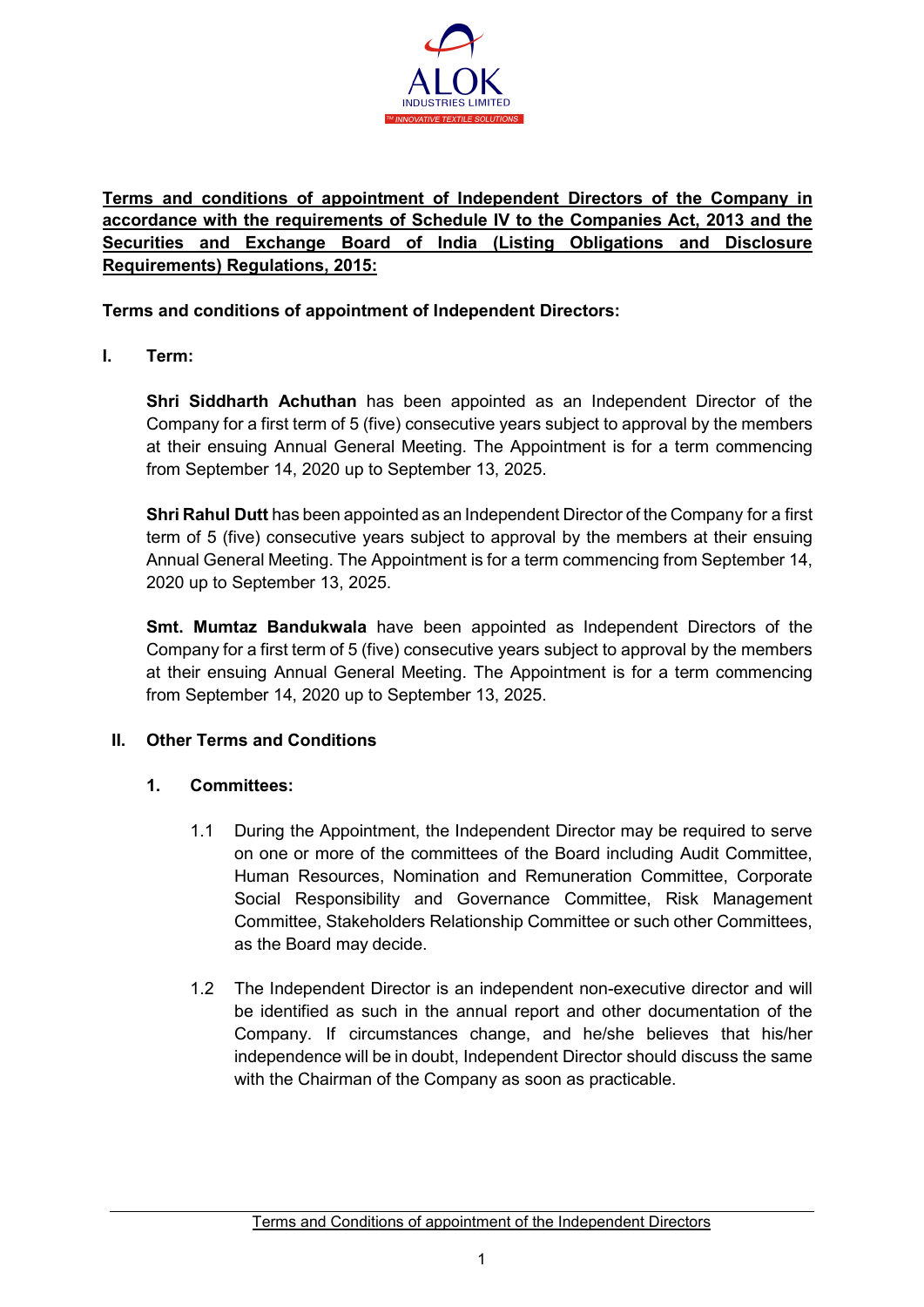ALOK

INDUSTRIES LIMITED

INNOVATIVE TEXTILE SOLUTIONS

**Terms and conditions of appointment of Independent Directors of the Company in accordance with the requirements of Schedule IV to the Companies Act, 2013 and the Securities and Exchange Board of India (Listing Obligations and Disclosure Requirements) Regulations, 2015:**

**Terms and conditions of appointment of Independent Directors:**

## I. Term:

**Shri Siddharth Achuthan** has been appointed as an Independent Director of the Company for a first term of 5 (five) consecutive years subject to approval by the members at their ensuing Annual General Meeting. The Appointment is for a term commencing from September 14, 2020 up to September 13, 2025.

**Shri Rahul Dutt** has been appointed as an Independent Director of the Company for a first term of 5 (five) consecutive years subject to approval by the members at their ensuing Annual General Meeting. The Appointment is for a term commencing from September 14, 2020 up to September 13, 2025.

**Smt. Mumtaz Bandukwala** have been appointed as Independent Directors of the Company for a first term of 5 (five) consecutive years subject to approval by the members at their ensuing Annual General Meeting. The Appointment is for a term commencing from September 14, 2020 up to September 13, 2025.

## II. Other Terms and Conditions

### 1. Committees:

1.1 During the Appointment, the Independent Director may be required to serve on one or more of the committees of the Board including Audit Committee, Human Resources, Nomination and Remuneration Committee, Corporate Social Responsibility and Governance Committee, Risk Management Committee, Stakeholders Relationship Committee or such other Committees, as the Board may decide.

1.2 The Independent Director is an independent non-executive director and will be identified as such in the annual report and other documentation of the Company. If circumstances change, and he/she believes that his/her independence will be in doubt, Independent Director should discuss the same with the Chairman of the Company as soon as practicable.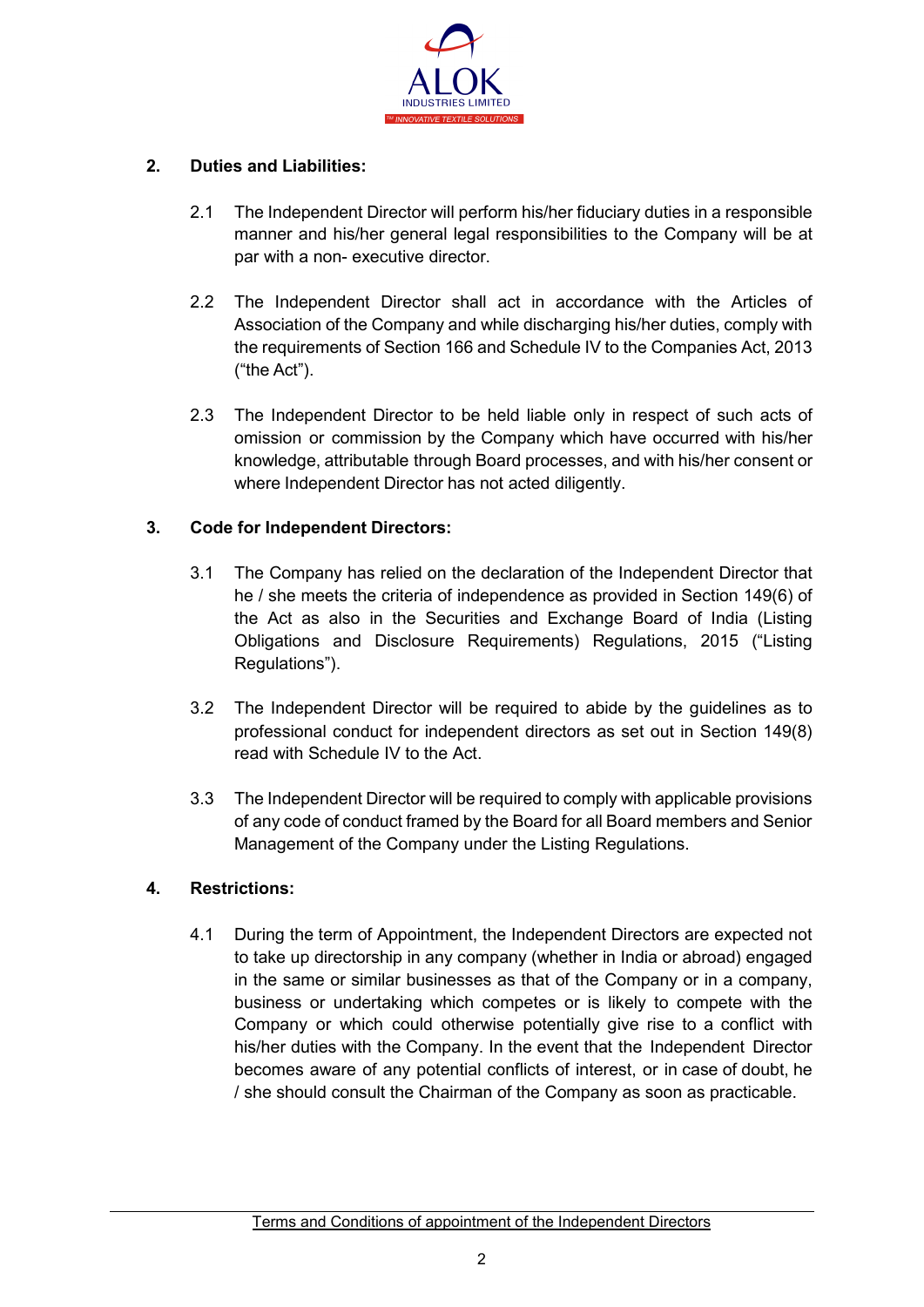## 2. Duties and Liabilities:

2.1 The Independent Director will perform his/her fiduciary duties in a responsible manner and his/her general legal responsibilities to the Company will be at par with a non- executive director.

2.2 The Independent Director shall act in accordance with the Articles of Association of the Company and while discharging his/her duties, comply with the requirements of Section 166 and Schedule IV to the Companies Act, 2013 ("the Act").

2.3 The Independent Director to be held liable only in respect of such acts of omission or commission by the Company which have occurred with his/her knowledge, attributable through Board processes, and with his/her consent or where Independent Director has not acted diligently.

## 3. Code for Independent Directors:

3.1 The Company has relied on the declaration of the Independent Director that he / she meets the criteria of independence as provided in Section 149(6) of the Act as also in the Securities and Exchange Board of India (Listing Obligations and Disclosure Requirements) Regulations, 2015 ("Listing Regulations").

3.2 The Independent Director will be required to abide by the guidelines as to professional conduct for independent directors as set out in Section 149(8) read with Schedule IV to the Act.

3.3 The Independent Director will be required to comply with applicable provisions of any code of conduct framed by the Board for all Board members and Senior Management of the Company under the Listing Regulations.

## 4. Restrictions:

4.1 During the term of Appointment, the Independent Directors are expected not to take up directorship in any company (whether in India or abroad) engaged in the same or similar businesses as that of the Company or in a company, business or undertaking which competes or is likely to compete with the Company or which could otherwise potentially give rise to a conflict with his/her duties with the Company. In the event that the Independent Director becomes aware of any potential conflicts of interest, or in case of doubt, he / she should consult the Chairman of the Company as soon as practicable.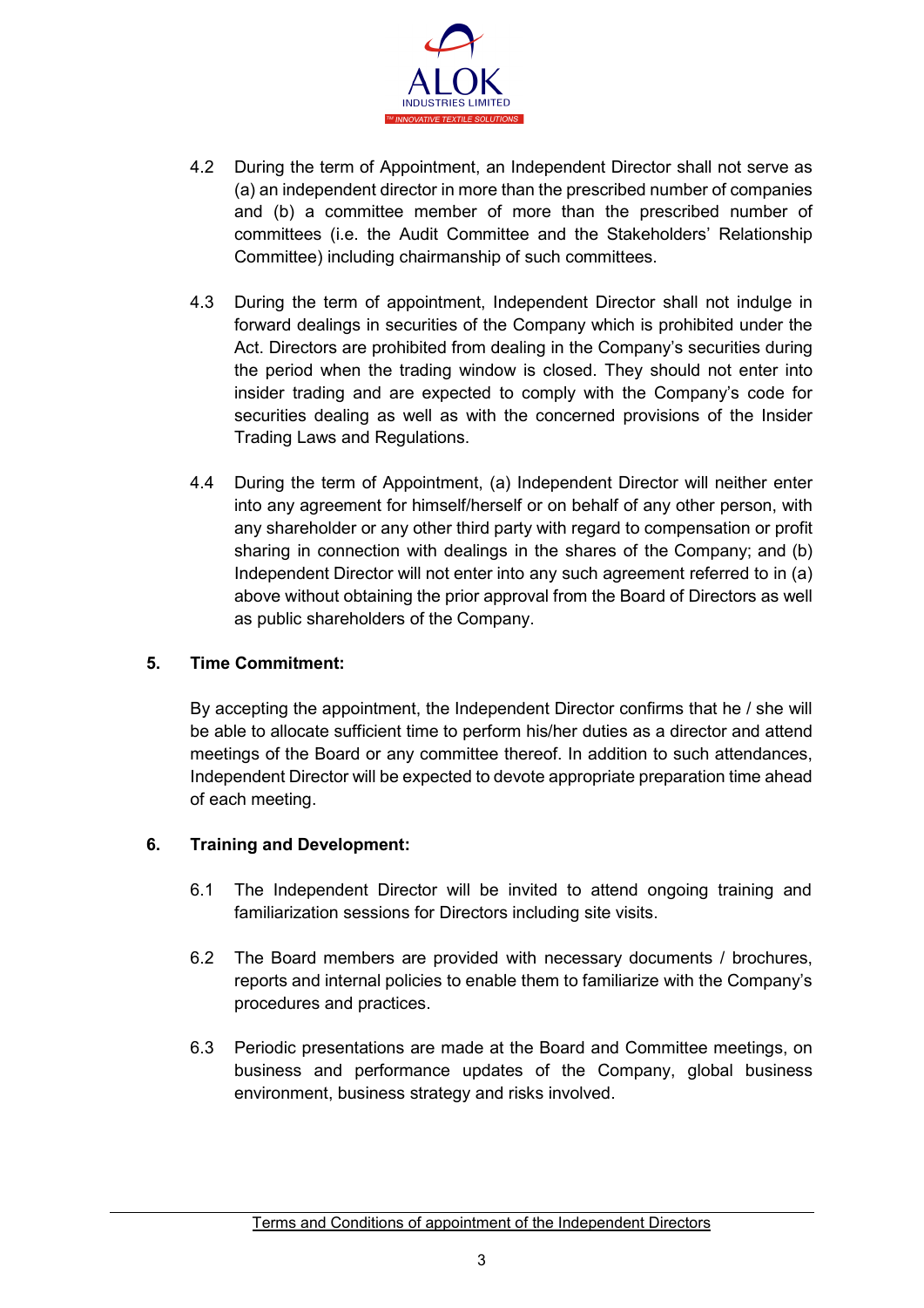4.2 During the term of Appointment, an Independent Director shall not serve as (a) an independent director in more than the prescribed number of companies and (b) a committee member of more than the prescribed number of committees (i.e. the Audit Committee and the Stakeholders' Relationship Committee) including chairmanship of such committees.

4.3 During the term of appointment, Independent Director shall not indulge in forward dealings in securities of the Company which is prohibited under the Act. Directors are prohibited from dealing in the Company's securities during the period when the trading window is closed. They should not enter into insider trading and are expected to comply with the Company's code for securities dealing as well as with the concerned provisions of the Insider Trading Laws and Regulations.

4.4 During the term of Appointment, (a) Independent Director will neither enter into any agreement for himself/herself or on behalf of any other person, with any shareholder or any other third party with regard to compensation or profit sharing in connection with dealings in the shares of the Company; and (b) Independent Director will not enter into any such agreement referred to in (a) above without obtaining the prior approval from the Board of Directors as well as public shareholders of the Company.

**5. Time Commitment:**

By accepting the appointment, the Independent Director confirms that he / she will be able to allocate sufficient time to perform his/her duties as a director and attend meetings of the Board or any committee thereof. In addition to such attendances, Independent Director will be expected to devote appropriate preparation time ahead of each meeting.

**6. Training and Development:**

6.1 The Independent Director will be invited to attend ongoing training and familiarization sessions for Directors including site visits.

6.2 The Board members are provided with necessary documents / brochures, reports and internal policies to enable them to familiarize with the Company's procedures and practices.

6.3 Periodic presentations are made at the Board and Committee meetings, on business and performance updates of the Company, global business environment, business strategy and risks involved.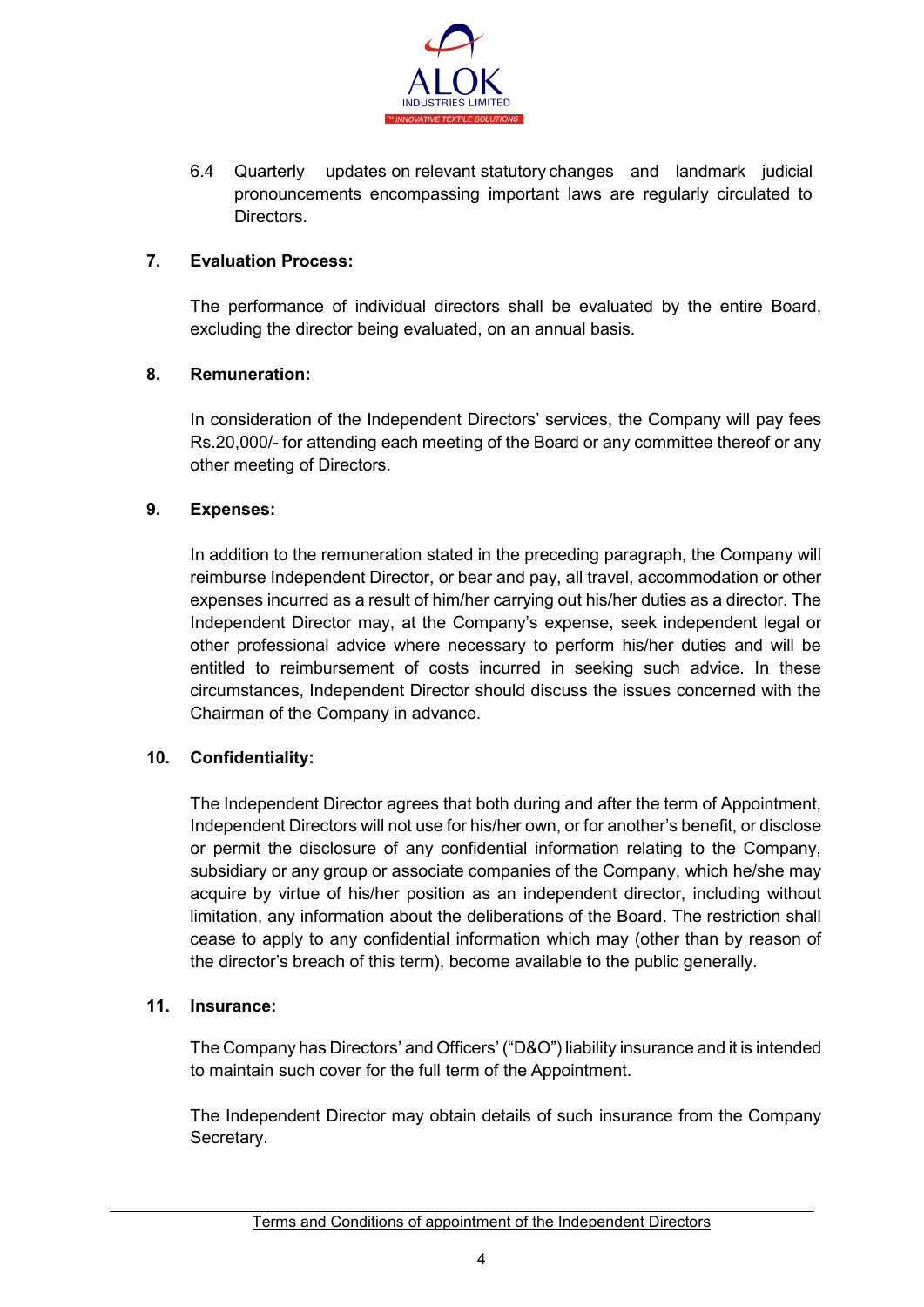6.4 Quarterly updates on relevant statutory changes and landmark judicial pronouncements encompassing important laws are regularly circulated to Directors.

**7. Evaluation Process:**

The performance of individual directors shall be evaluated by the entire Board, excluding the director being evaluated, on an annual basis.

**8. Remuneration:**

In consideration of the Independent Directors' services, the Company will pay fees Rs.20,000/- for attending each meeting of the Board or any committee thereof or any other meeting of Directors.

**9. Expenses:**

In addition to the remuneration stated in the preceding paragraph, the Company will reimburse Independent Director, or bear and pay, all travel, accommodation or other expenses incurred as a result of him/her carrying out his/her duties as a director. The Independent Director may, at the Company's expense, seek independent legal or other professional advice where necessary to perform his/her duties and will be entitled to reimbursement of costs incurred in seeking such advice. In these circumstances, Independent Director should discuss the issues concerned with the Chairman of the Company in advance.

**10. Confidentiality:**

The Independent Director agrees that both during and after the term of Appointment, Independent Directors will not use for his/her own, or for another's benefit, or disclose or permit the disclosure of any confidential information relating to the Company, subsidiary or any group or associate companies of the Company, which he/she may acquire by virtue of his/her position as an independent director, including without limitation, any information about the deliberations of the Board. The restriction shall cease to apply to any confidential information which may (other than by reason of the director's breach of this term), become available to the public generally.

**11. Insurance:**

The Company has Directors' and Officers' ("D&O") liability insurance and it is intended to maintain such cover for the full term of the Appointment.

The Independent Director may obtain details of such insurance from the Company Secretary.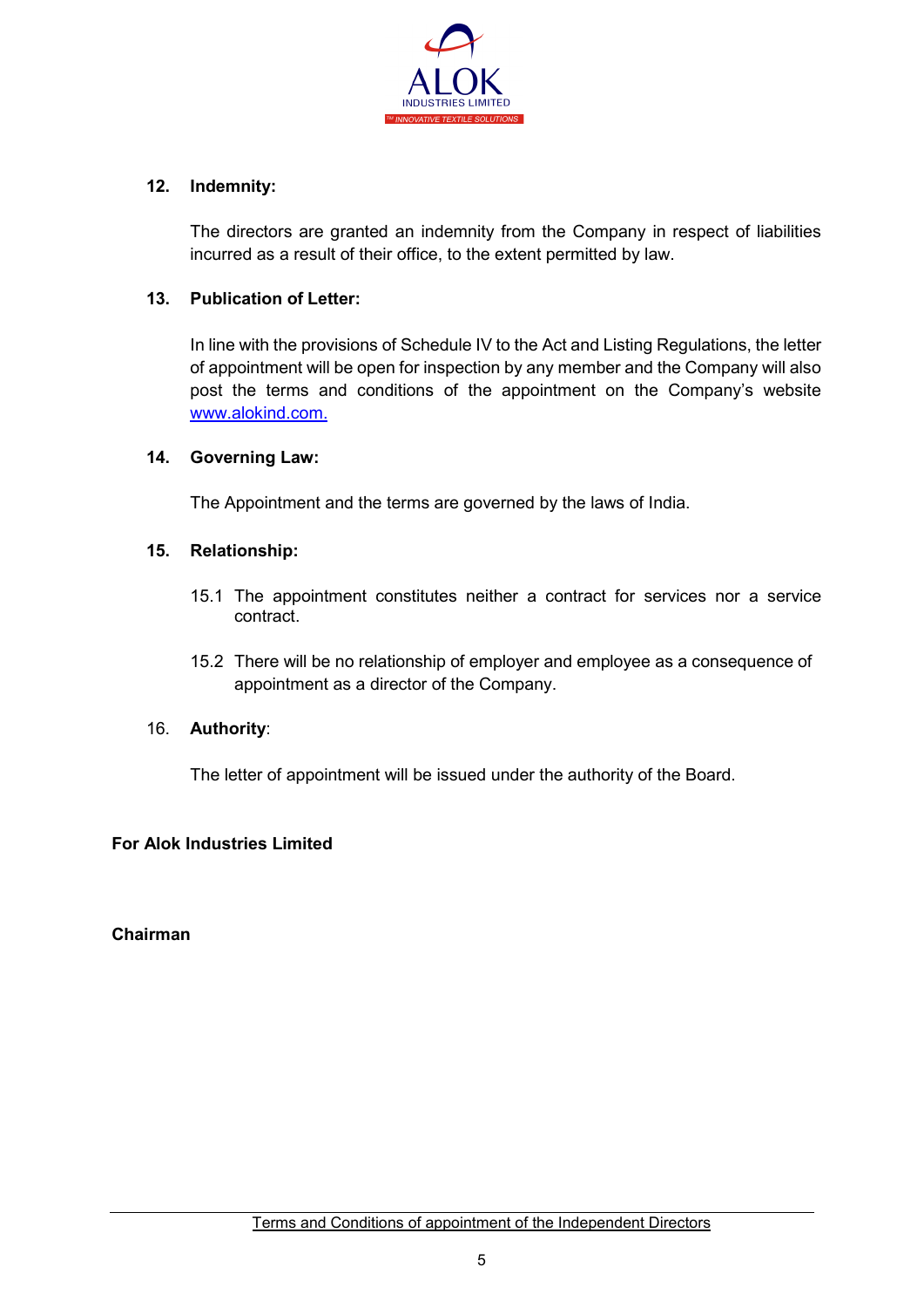**12. Indemnity:**

The directors are granted an indemnity from the Company in respect of liabilities incurred as a result of their office, to the extent permitted by law.

**13. Publication of Letter:**

In line with the provisions of Schedule IV to the Act and Listing Regulations, the letter of appointment will be open for inspection by any member and the Company will also post the terms and conditions of the appointment on the Company's website www.alokind.com.

**14. Governing Law:**

The Appointment and the terms are governed by the laws of India.

**15. Relationship:**

15.1 The appointment constitutes neither a contract for services nor a service contract.

15.2 There will be no relationship of employer and employee as a consequence of appointment as a director of the Company.

16. **Authority**:

The letter of appointment will be issued under the authority of the Board.

**For Alok Industries Limited**

**Chairman**